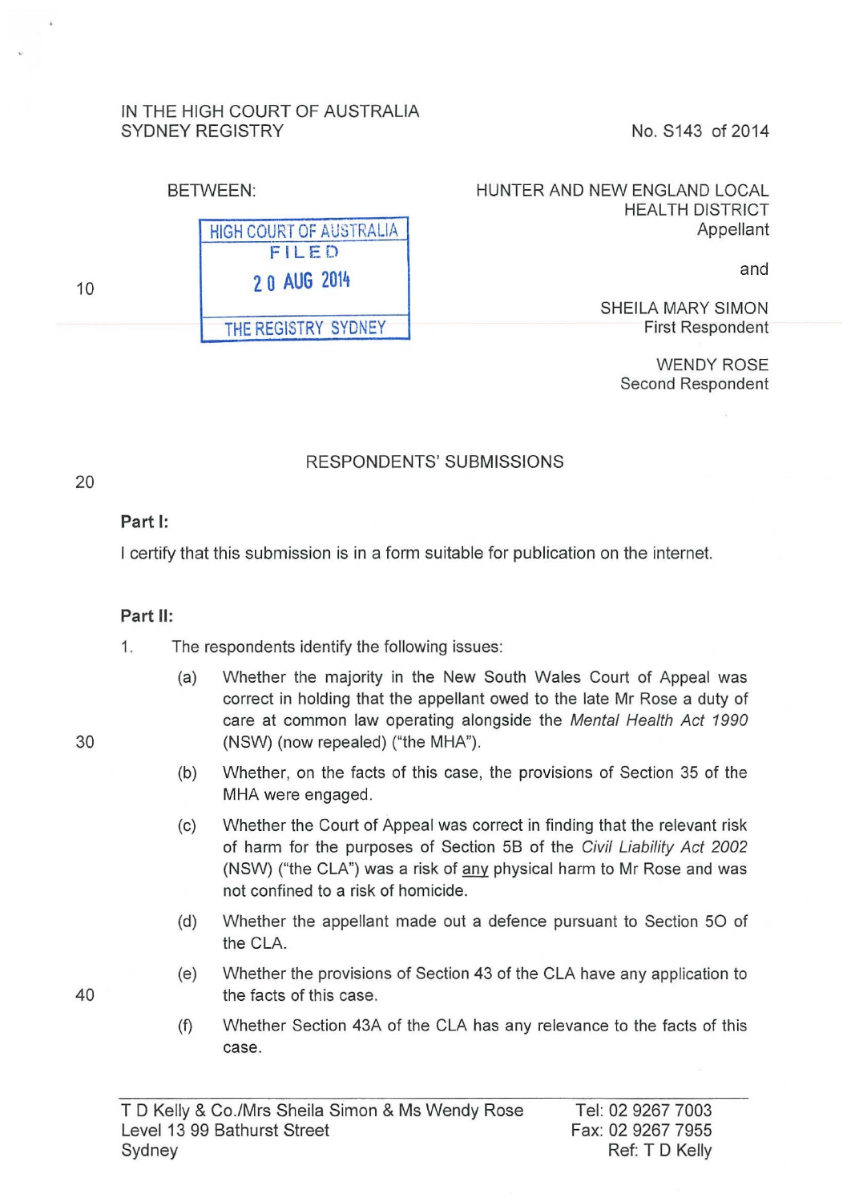IN THE HIGH COURT OF AUSTRALIA
SYDNEY REGISTRY

No. S143 of 2014

BETWEEN:

HIGH COURT OF AUSTRALIA
FILED
20 AUG 2014
THE REGISTRY SYDNEY

HUNTER AND NEW ENGLAND LOCAL HEALTH DISTRICT
Appellant

and

SHEILA MARY SIMON
First Respondent

WENDY ROSE
Second Respondent

## RESPONDENTS' SUBMISSIONS

**Part I:**

I certify that this submission is in a form suitable for publication on the internet.

**Part II:**

1. The respondents identify the following issues:

   (a) Whether the majority in the New South Wales Court of Appeal was correct in holding that the appellant owed to the late Mr Rose a duty of care at common law operating alongside the *Mental Health Act 1990* (NSW) (now repealed) ("the MHA").

   (b) Whether, on the facts of this case, the provisions of Section 35 of the MHA were engaged.

   (c) Whether the Court of Appeal was correct in finding that the relevant risk of harm for the purposes of Section 5B of the *Civil Liability Act 2002* (NSW) ("the CLA") was a risk of <u>any</u> physical harm to Mr Rose and was not confined to a risk of homicide.

   (d) Whether the appellant made out a defence pursuant to Section 5O of the CLA.

   (e) Whether the provisions of Section 43 of the CLA have any application to the facts of this case.

   (f) Whether Section 43A of the CLA has any relevance to the facts of this case.

---

T D Kelly & Co./Mrs Sheila Simon & Ms Wendy Rose
Level 13 99 Bathurst Street
Sydney

Tel: 02 9267 7003
Fax: 02 9267 7955
Ref: T D Kelly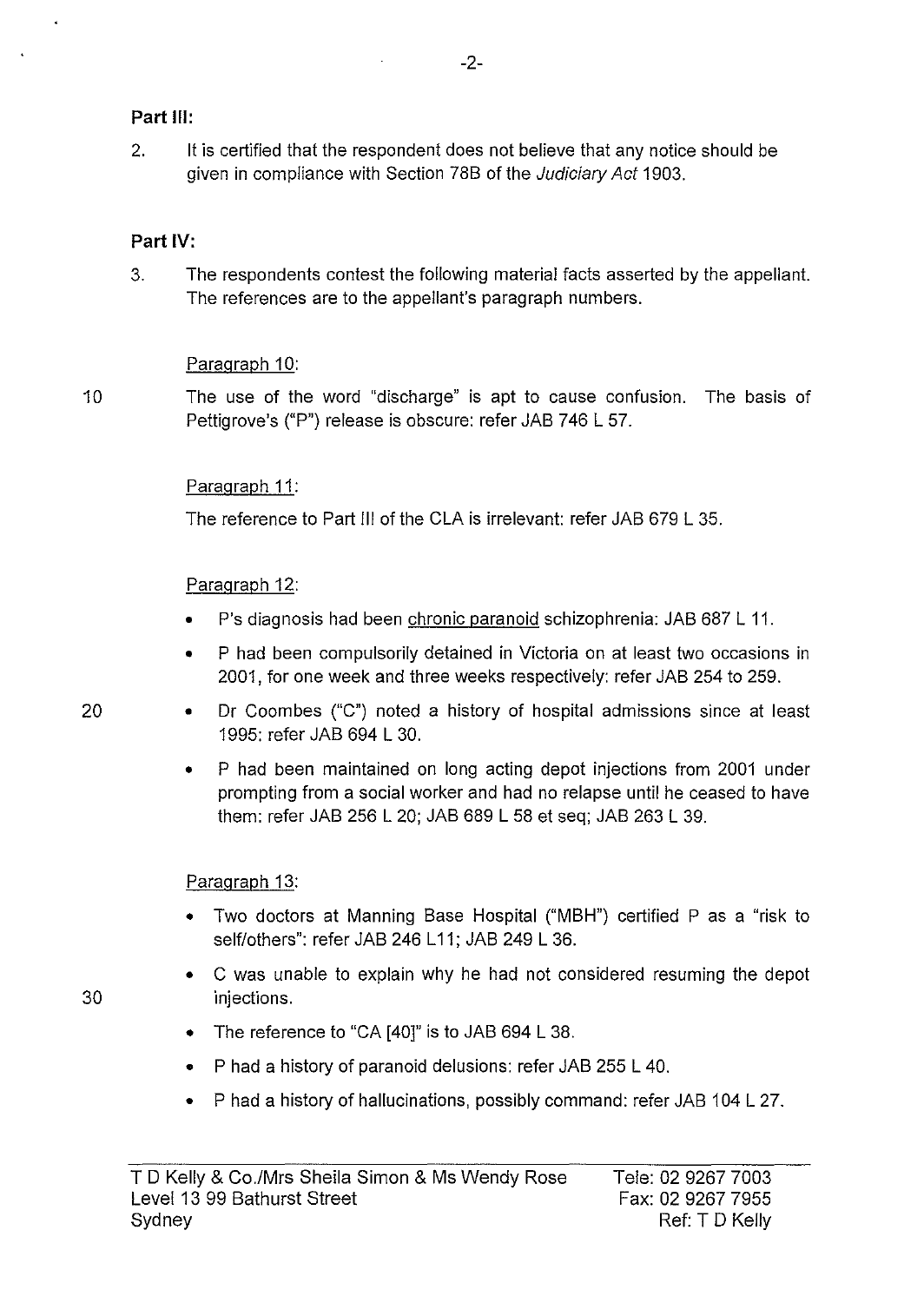**Part III:**

2. It is certified that the respondent does not believe that any notice should be given in compliance with Section 78B of the *Judiciary Act* 1903.

**Part IV:**

3. The respondents contest the following material facts asserted by the appellant. The references are to the appellant's paragraph numbers.

Paragraph 10:

The use of the word "discharge" is apt to cause confusion. The basis of Pettigrove's ("P") release is obscure: refer JAB 746 L 57.

Paragraph 11:

The reference to Part III of the CLA is irrelevant: refer JAB 679 L 35.

Paragraph 12:

- P's diagnosis had been chronic paranoid schizophrenia: JAB 687 L 11.
- P had been compulsorily detained in Victoria on at least two occasions in 2001, for one week and three weeks respectively: refer JAB 254 to 259.
- Dr Coombes ("C") noted a history of hospital admissions since at least 1995: refer JAB 694 L 30.
- P had been maintained on long acting depot injections from 2001 under prompting from a social worker and had no relapse until he ceased to have them: refer JAB 256 L 20; JAB 689 L 58 et seq; JAB 263 L 39.

Paragraph 13:

- Two doctors at Manning Base Hospital ("MBH") certified P as a "risk to self/others": refer JAB 246 L11; JAB 249 L 36.
- C was unable to explain why he had not considered resuming the depot injections.
- The reference to "CA [40]" is to JAB 694 L 38.
- P had a history of paranoid delusions: refer JAB 255 L 40.
- P had a history of hallucinations, possibly command: refer JAB 104 L 27.

T D Kelly & Co./Mrs Sheila Simon & Ms Wendy Rose
Level 13 99 Bathurst Street
Sydney

Tele: 02 9267 7003
Fax: 02 9267 7955
Ref: T D Kelly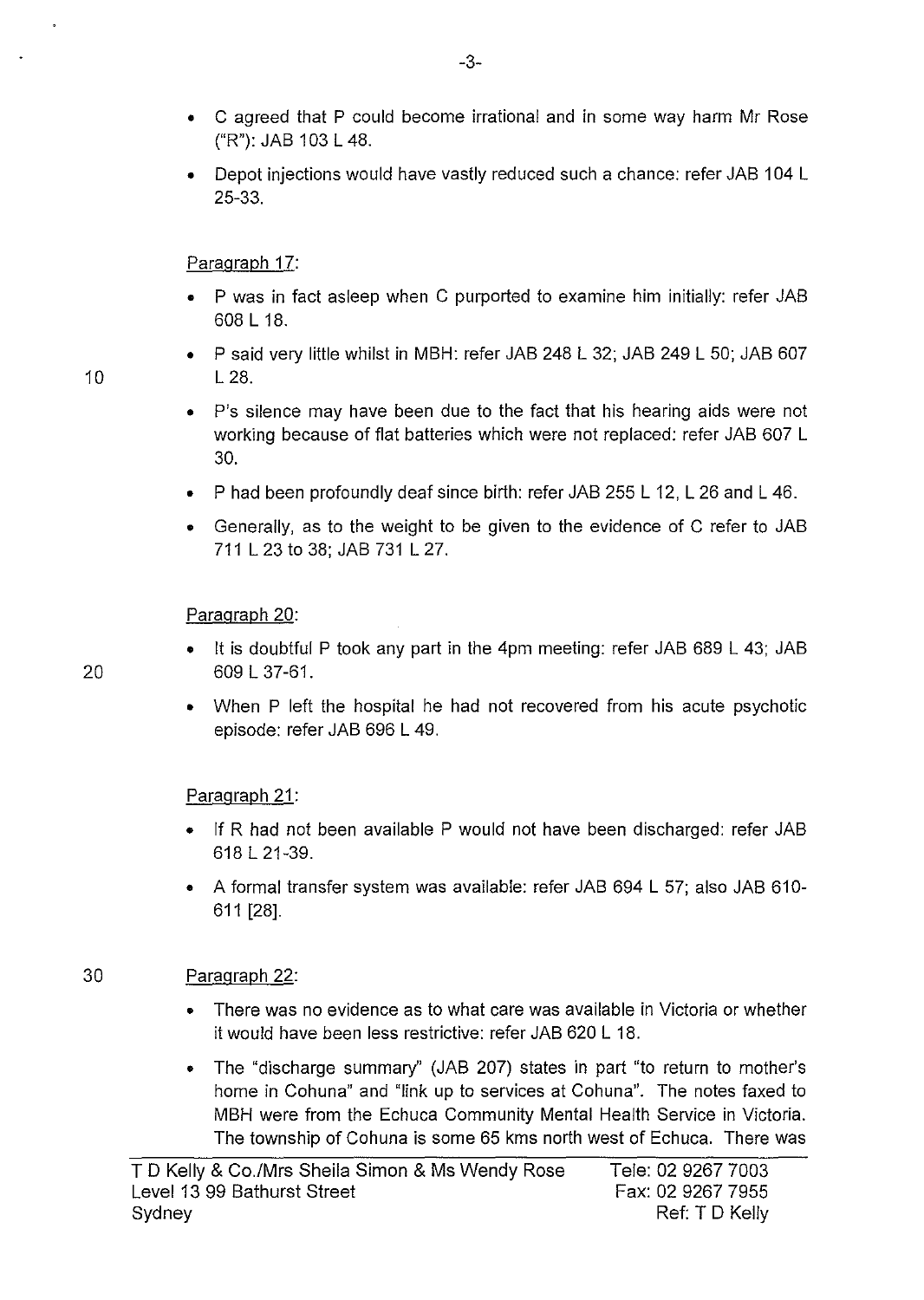- C agreed that P could become irrational and in some way harm Mr Rose ("R"): JAB 103 L 48.
- Depot injections would have vastly reduced such a chance: refer JAB 104 L 25-33.

Paragraph 17:

- P was in fact asleep when C purported to examine him initially: refer JAB 608 L 18.
- P said very little whilst in MBH: refer JAB 248 L 32; JAB 249 L 50; JAB 607 L 28.
- P's silence may have been due to the fact that his hearing aids were not working because of flat batteries which were not replaced: refer JAB 607 L 30.
- P had been profoundly deaf since birth: refer JAB 255 L 12, L 26 and L 46.
- Generally, as to the weight to be given to the evidence of C refer to JAB 711 L 23 to 38; JAB 731 L 27.

Paragraph 20:

- It is doubtful P took any part in the 4pm meeting: refer JAB 689 L 43; JAB 609 L 37-61.
- When P left the hospital he had not recovered from his acute psychotic episode: refer JAB 696 L 49.

Paragraph 21:

- If R had not been available P would not have been discharged: refer JAB 618 L 21-39.
- A formal transfer system was available: refer JAB 694 L 57; also JAB 610-611 [28].

Paragraph 22:

- There was no evidence as to what care was available in Victoria or whether it would have been less restrictive: refer JAB 620 L 18.
- The "discharge summary" (JAB 207) states in part "to return to mother's home in Cohuna" and "link up to services at Cohuna". The notes faxed to MBH were from the Echuca Community Mental Health Service in Victoria. The township of Cohuna is some 65 kms north west of Echuca. There was

T D Kelly & Co./Mrs Sheila Simon & Ms Wendy Rose
Level 13 99 Bathurst Street
Sydney

Tele: 02 9267 7003
Fax: 02 9267 7955
Ref: T D Kelly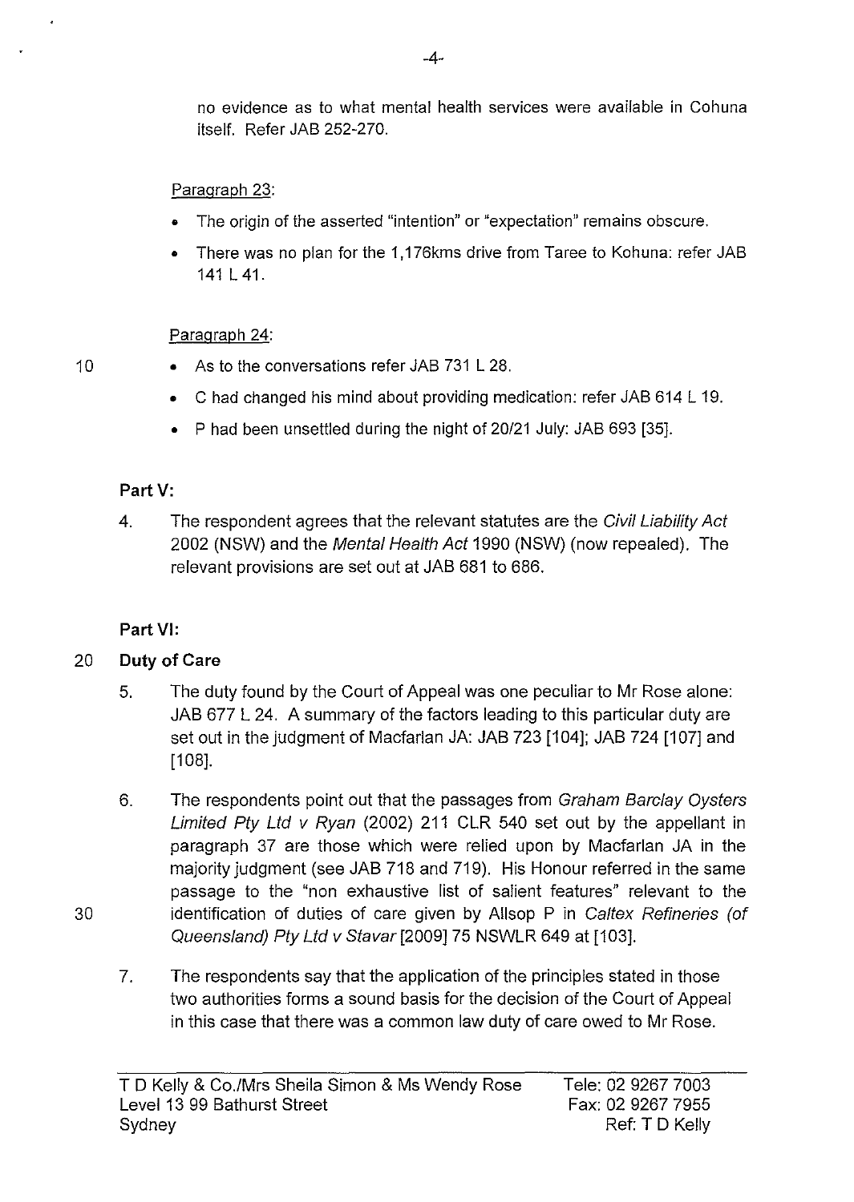no evidence as to what mental health services were available in Cohuna itself. Refer JAB 252-270.

Paragraph 23:

- The origin of the asserted "intention" or "expectation" remains obscure.
- There was no plan for the 1,176kms drive from Taree to Kohuna: refer JAB 141 L 41.

Paragraph 24:

- As to the conversations refer JAB 731 L 28.
- C had changed his mind about providing medication: refer JAB 614 L 19.
- P had been unsettled during the night of 20/21 July: JAB 693 [35].

**Part V:**

4. The respondent agrees that the relevant statutes are the *Civil Liability Act* 2002 (NSW) and the *Mental Health Act* 1990 (NSW) (now repealed). The relevant provisions are set out at JAB 681 to 686.

**Part VI:**

**Duty of Care**

5. The duty found by the Court of Appeal was one peculiar to Mr Rose alone: JAB 677 L 24. A summary of the factors leading to this particular duty are set out in the judgment of Macfarlan JA: JAB 723 [104]; JAB 724 [107] and [108].

6. The respondents point out that the passages from *Graham Barclay Oysters Limited Pty Ltd v Ryan* (2002) 211 CLR 540 set out by the appellant in paragraph 37 are those which were relied upon by Macfarlan JA in the majority judgment (see JAB 718 and 719). His Honour referred in the same passage to the "non exhaustive list of salient features" relevant to the identification of duties of care given by Allsop P in *Caltex Refineries (of Queensland) Pty Ltd v Stavar* [2009] 75 NSWLR 649 at [103].

7. The respondents say that the application of the principles stated in those two authorities forms a sound basis for the decision of the Court of Appeal in this case that there was a common law duty of care owed to Mr Rose.

T D Kelly & Co./Mrs Sheila Simon & Ms Wendy Rose
Level 13 99 Bathurst Street
Sydney

Tele: 02 9267 7003
Fax: 02 9267 7955
Ref: T D Kelly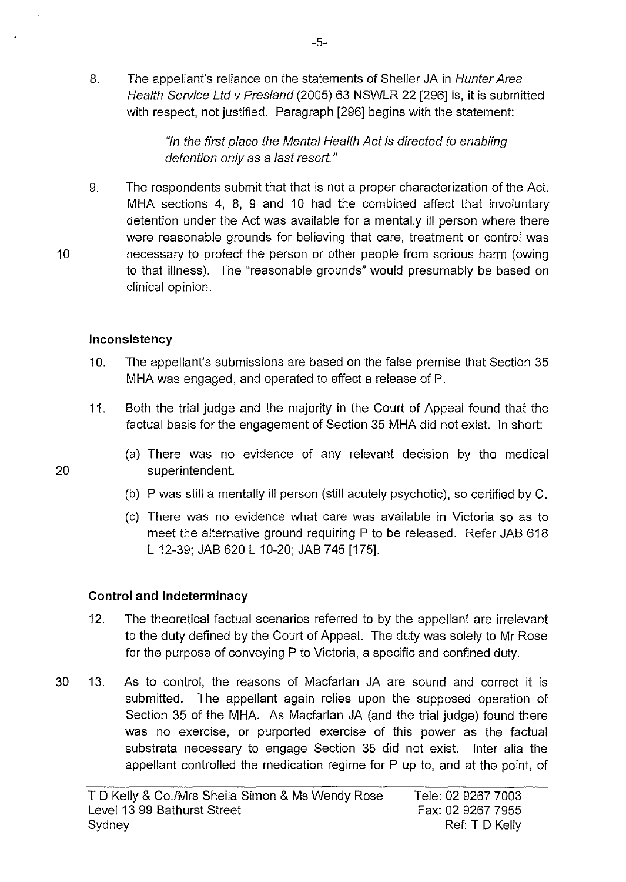8. The appellant's reliance on the statements of Sheller JA in *Hunter Area Health Service Ltd v Presland* (2005) 63 NSWLR 22 [296] is, it is submitted with respect, not justified. Paragraph [296] begins with the statement:

> *"In the first place the Mental Health Act is directed to enabling detention only as a last resort."*

9. The respondents submit that that is not a proper characterization of the Act. MHA sections 4, 8, 9 and 10 had the combined affect that involuntary detention under the Act was available for a mentally ill person where there were reasonable grounds for believing that care, treatment or control was necessary to protect the person or other people from serious harm (owing to that illness). The "reasonable grounds" would presumably be based on clinical opinion.

**Inconsistency**

10. The appellant's submissions are based on the false premise that Section 35 MHA was engaged, and operated to effect a release of P.

11. Both the trial judge and the majority in the Court of Appeal found that the factual basis for the engagement of Section 35 MHA did not exist. In short:

    (a) There was no evidence of any relevant decision by the medical superintendent.

    (b) P was still a mentally ill person (still acutely psychotic), so certified by C.

    (c) There was no evidence what care was available in Victoria so as to meet the alternative ground requiring P to be released. Refer JAB 618 L 12-39; JAB 620 L 10-20; JAB 745 [175].

**Control and Indeterminacy**

12. The theoretical factual scenarios referred to by the appellant are irrelevant to the duty defined by the Court of Appeal. The duty was solely to Mr Rose for the purpose of conveying P to Victoria, a specific and confined duty.

13. As to control, the reasons of Macfarlan JA are sound and correct it is submitted. The appellant again relies upon the supposed operation of Section 35 of the MHA. As Macfarlan JA (and the trial judge) found there was no exercise, or purported exercise of this power as the factual substrata necessary to engage Section 35 did not exist. Inter alia the appellant controlled the medication regime for P up to, and at the point, of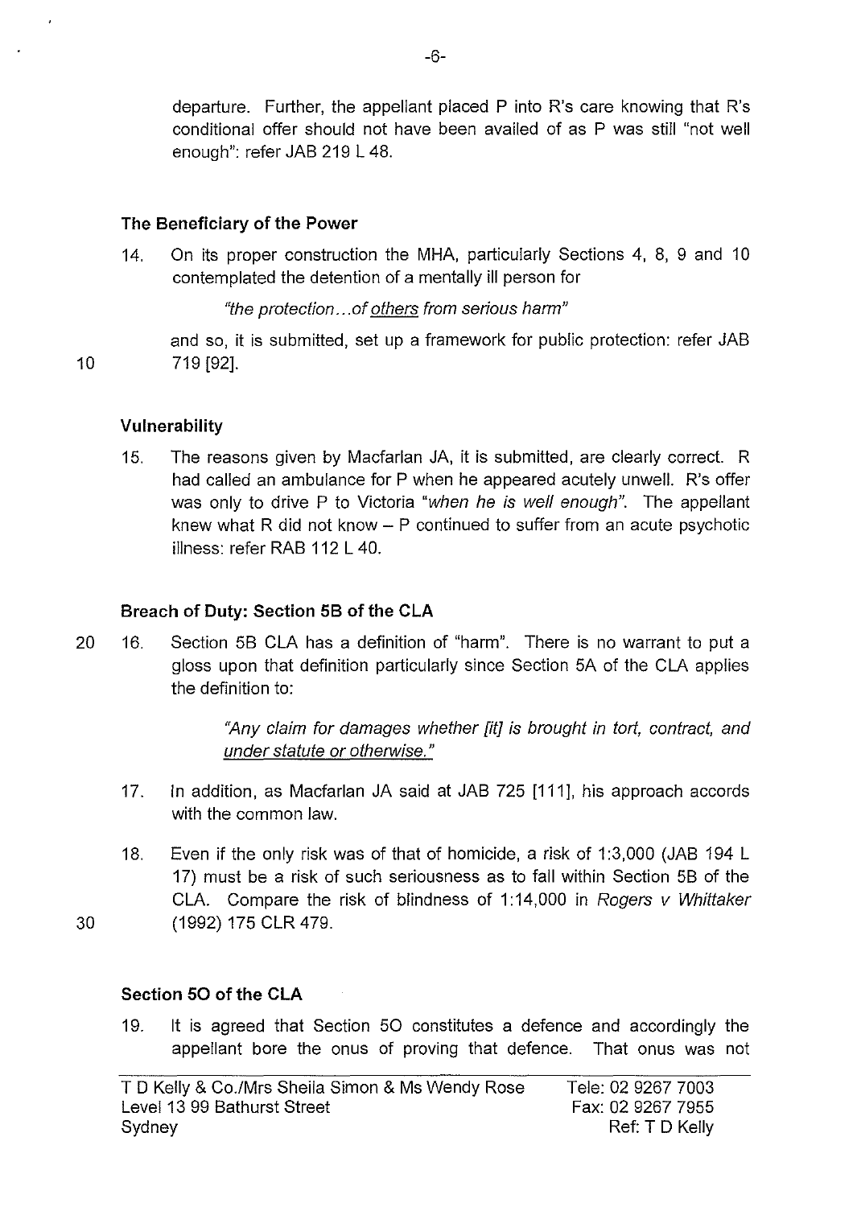departure. Further, the appellant placed P into R's care knowing that R's conditional offer should not have been availed of as P was still "not well enough": refer JAB 219 L 48.

### The Beneficiary of the Power

14. On its proper construction the MHA, particularly Sections 4, 8, 9 and 10 contemplated the detention of a mentally ill person for

    *"the protection...of <u>others</u> from serious harm"*

    and so, it is submitted, set up a framework for public protection: refer JAB 719 [92].

### Vulnerability

15. The reasons given by Macfarlan JA, it is submitted, are clearly correct. R had called an ambulance for P when he appeared acutely unwell. R's offer was only to drive P to Victoria *"when he is well enough"*. The appellant knew what R did not know – P continued to suffer from an acute psychotic illness: refer RAB 112 L 40.

### Breach of Duty: Section 5B of the CLA

16. Section 5B CLA has a definition of "harm". There is no warrant to put a gloss upon that definition particularly since Section 5A of the CLA applies the definition to:

    > *"Any claim for damages whether [it] is brought in tort, contract, and <u>under statute or otherwise.</u>"*

17. In addition, as Macfarlan JA said at JAB 725 [111], his approach accords with the common law.

18. Even if the only risk was of that of homicide, a risk of 1:3,000 (JAB 194 L 17) must be a risk of such seriousness as to fall within Section 5B of the CLA. Compare the risk of blindness of 1:14,000 in *Rogers v Whittaker* (1992) 175 CLR 479.

### Section 5O of the CLA

19. It is agreed that Section 5O constitutes a defence and accordingly the appellant bore the onus of proving that defence. That onus was not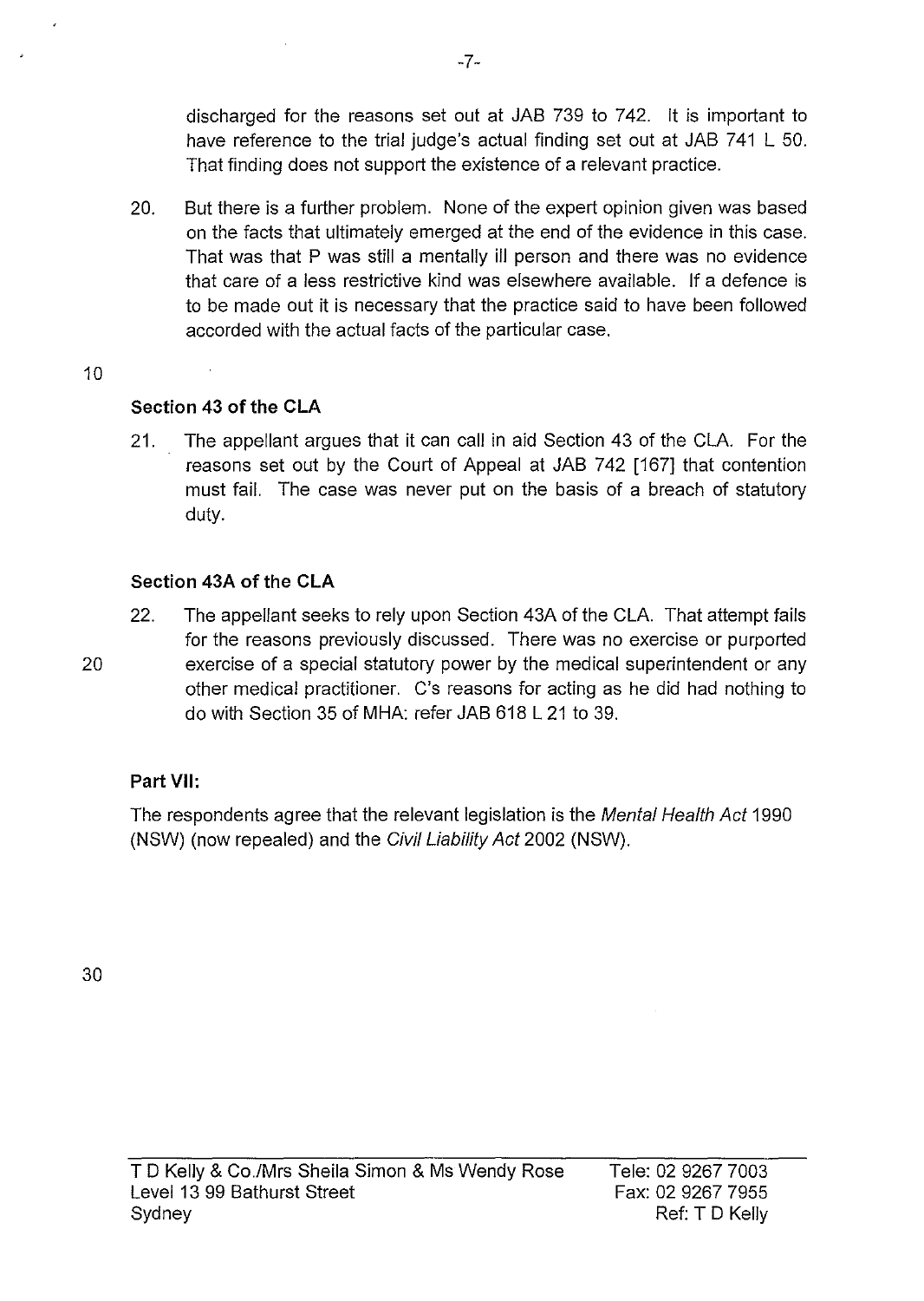discharged for the reasons set out at JAB 739 to 742. It is important to have reference to the trial judge's actual finding set out at JAB 741 L 50. That finding does not support the existence of a relevant practice.

20. But there is a further problem. None of the expert opinion given was based on the facts that ultimately emerged at the end of the evidence in this case. That was that P was still a mentally ill person and there was no evidence that care of a less restrictive kind was elsewhere available. If a defence is to be made out it is necessary that the practice said to have been followed accorded with the actual facts of the particular case.

**Section 43 of the CLA**

21. The appellant argues that it can call in aid Section 43 of the CLA. For the reasons set out by the Court of Appeal at JAB 742 [167] that contention must fail. The case was never put on the basis of a breach of statutory duty.

**Section 43A of the CLA**

22. The appellant seeks to rely upon Section 43A of the CLA. That attempt fails for the reasons previously discussed. There was no exercise or purported exercise of a special statutory power by the medical superintendent or any other medical practitioner. C's reasons for acting as he did had nothing to do with Section 35 of MHA: refer JAB 618 L 21 to 39.

**Part VII:**

The respondents agree that the relevant legislation is the *Mental Health Act* 1990 (NSW) (now repealed) and the *Civil Liability Act* 2002 (NSW).

T D Kelly & Co./Mrs Sheila Simon & Ms Wendy Rose
Level 13 99 Bathurst Street
Sydney

Tele: 02 9267 7003
Fax: 02 9267 7955
Ref: T D Kelly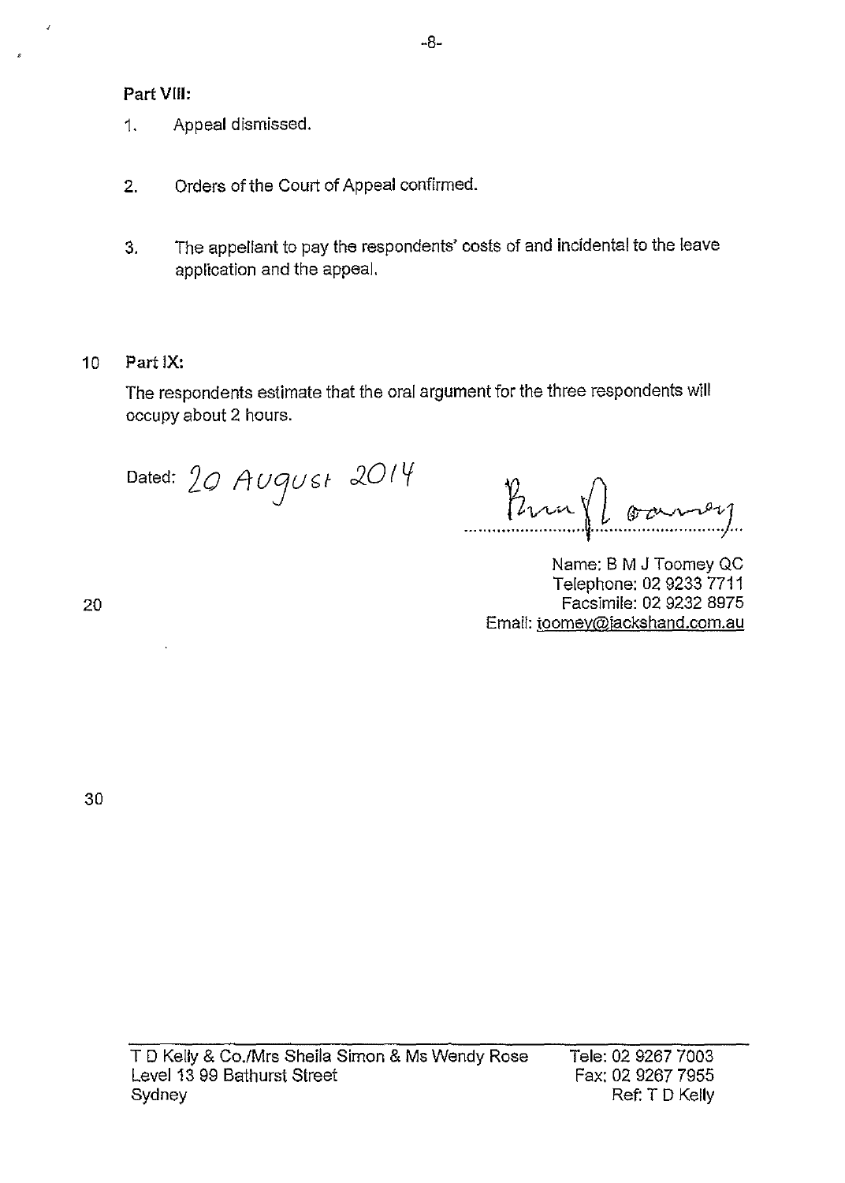**Part VIII:**

1. Appeal dismissed.

2. Orders of the Court of Appeal confirmed.

3. The appellant to pay the respondents' costs of and incidental to the leave application and the appeal.

**Part IX:**

The respondents estimate that the oral argument for the three respondents will occupy about 2 hours.

Dated: 20 August 2014

Name: B M J Toomey QC
Telephone: 02 9233 7711
Facsimile: 02 9232 8975
Email: toomey@jackshand.com.au

T D Kelly & Co./Mrs Sheila Simon & Ms Wendy Rose
Level 13 99 Bathurst Street
Sydney

Tele: 02 9267 7003
Fax: 02 9267 7955
Ref: T D Kelly